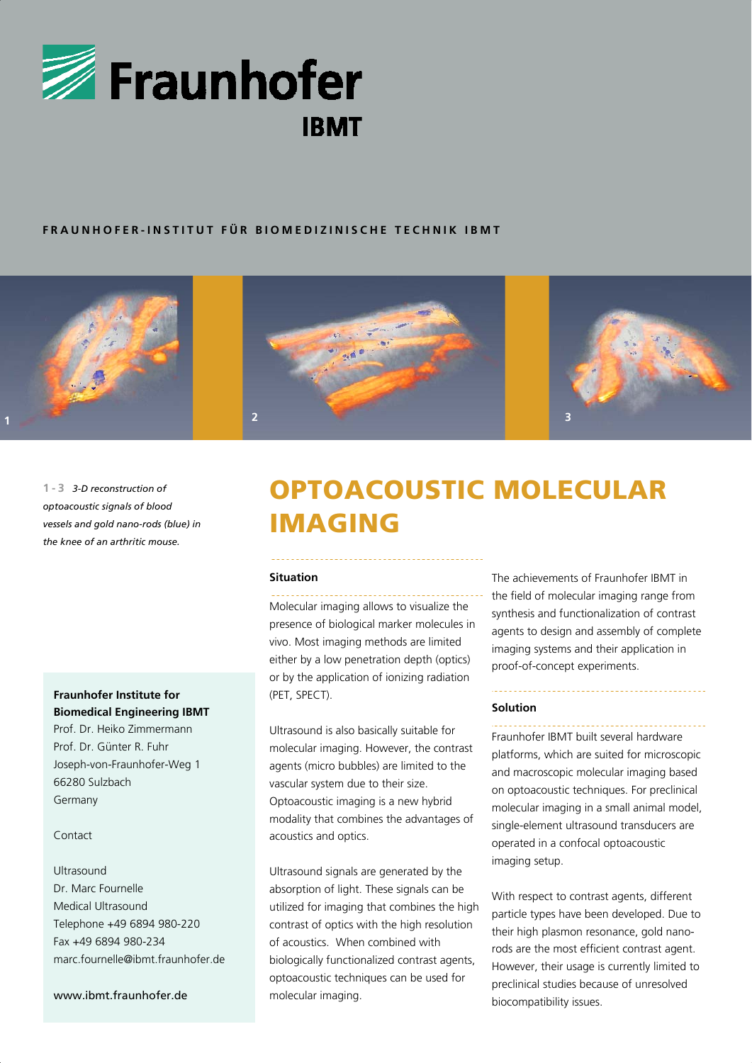Fraunhofer IBMT

**FRAUNHOFER-INSTITUT FÜR BIOMEDIZINISCHE TECHNIK IBMT**

**1 - 3** *3-D reconstruction of optoacoustic signals of blood vessels and gold nano-rods (blue) in the knee of an arthritic mouse.*

# OPTOACOUSTIC MOLECULAR IMAGING

## Situation

Molecular imaging allows to visualize the presence of biological marker molecules in vivo. Most imaging methods are limited either by a low penetration depth (optics) or by the application of ionizing radiation (PET, SPECT).

Ultrasound is also basically suitable for molecular imaging. However, the contrast agents (micro bubbles) are limited to the vascular system due to their size. Optoacoustic imaging is a new hybrid modality that combines the advantages of acoustics and optics.

Ultrasound signals are generated by the absorption of light. These signals can be utilized for imaging that combines the high contrast of optics with the high resolution of acoustics. When combined with biologically functionalized contrast agents, optoacoustic techniques can be used for molecular imaging.

The achievements of Fraunhofer IBMT in the field of molecular imaging range from synthesis and functionalization of contrast agents to design and assembly of complete imaging systems and their application in proof-of-concept experiments.

## Solution

Fraunhofer IBMT built several hardware platforms, which are suited for microscopic and macroscopic molecular imaging based on optoacoustic techniques. For preclinical molecular imaging in a small animal model, single-element ultrasound transducers are operated in a confocal optoacoustic imaging setup.

With respect to contrast agents, different particle types have been developed. Due to their high plasmon resonance, gold nano-rods are the most efficient contrast agent. However, their usage is currently limited to preclinical studies because of unresolved biocompatibility issues.

**Fraunhofer Institute for Biomedical Engineering IBMT**
Prof. Dr. Heiko Zimmermann
Prof. Dr. Günter R. Fuhr
Joseph-von-Fraunhofer-Weg 1
66280 Sulzbach
Germany

Contact

Ultrasound
Dr. Marc Fournelle
Medical Ultrasound
Telephone +49 6894 980-220
Fax +49 6894 980-234
marc.fournelle@ibmt.fraunhofer.de

www.ibmt.fraunhofer.de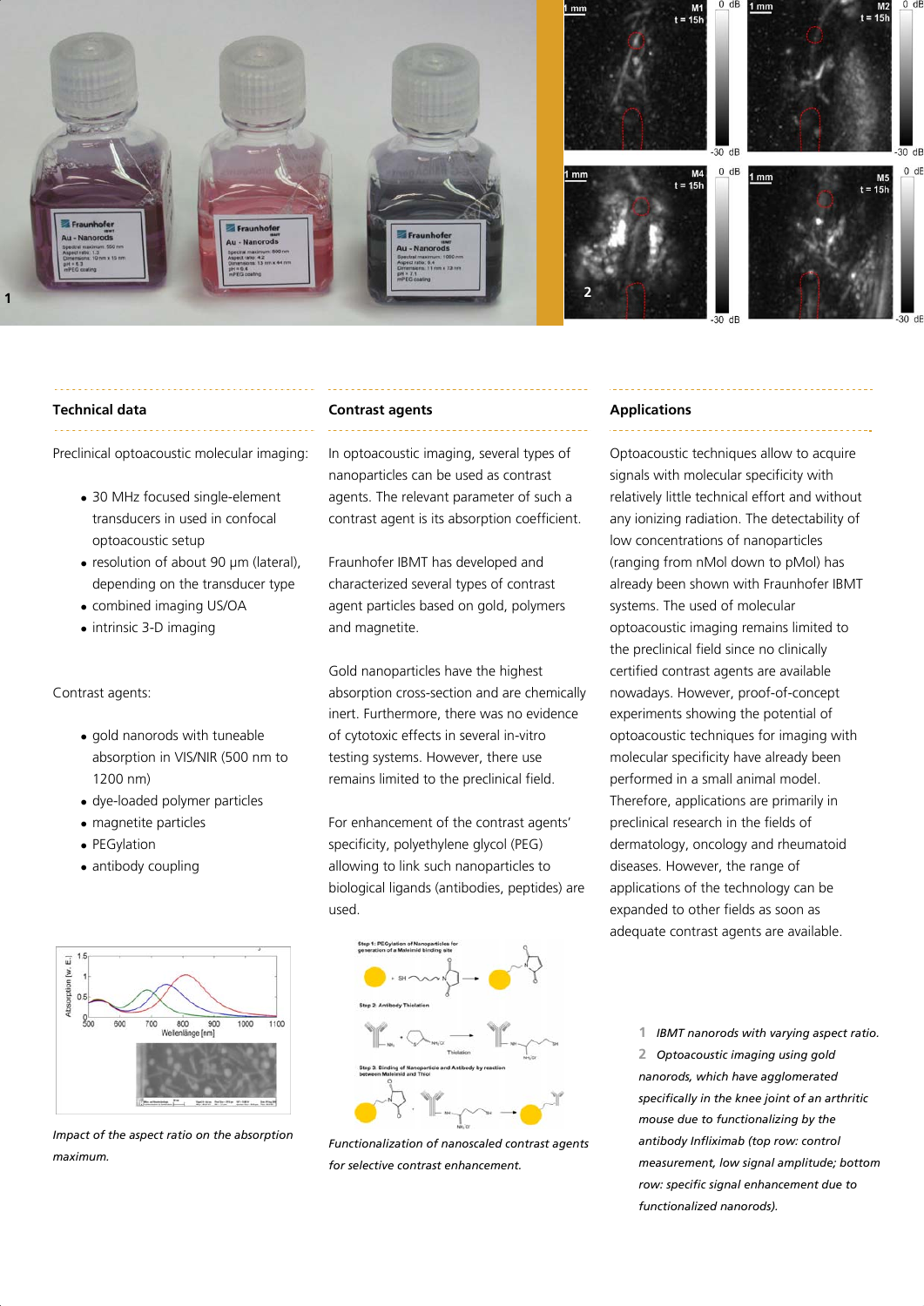## Technical data

Preclinical optoacoustic molecular imaging:

- 30 MHz focused single-element transducers in used in confocal optoacoustic setup
- resolution of about 90 µm (lateral), depending on the transducer type
- combined imaging US/OA
- intrinsic 3-D imaging

Contrast agents:

- gold nanorods with tuneable absorption in VIS/NIR (500 nm to 1200 nm)
- dye-loaded polymer particles
- magnetite particles
- PEGylation
- antibody coupling

1.5
1
0.5
0
Absorption [w. E.]
500 600 700 800 900 1000 1100
Wellenlänge [nm]

*Impact of the aspect ratio on the absorption maximum.*

## Contrast agents

In optoacoustic imaging, several types of nanoparticles can be used as contrast agents. The relevant parameter of such a contrast agent is its absorption coefficient.

Fraunhofer IBMT has developed and characterized several types of contrast agent particles based on gold, polymers and magnetite.

Gold nanoparticles have the highest absorption cross-section and are chemically inert. Furthermore, there was no evidence of cytotoxic effects in several in-vitro testing systems. However, there use remains limited to the preclinical field.

For enhancement of the contrast agents' specificity, polyethylene glycol (PEG) allowing to link such nanoparticles to biological ligands (antibodies, peptides) are used.

Step 1: PEGylation of Nanoparticles for generation of a Maleimid binding site
Step 2: Antibody Thiolation
Thiolation
Step 3: Binding of Nanoparticle and Antibody by reaction between Maleimid and Thiol

*Functionalization of nanoscaled contrast agents for selective contrast enhancement.*

## Applications

Optoacoustic techniques allow to acquire signals with molecular specificity with relatively little technical effort and without any ionizing radiation. The detectability of low concentrations of nanoparticles (ranging from nMol down to pMol) has already been shown with Fraunhofer IBMT systems. The used of molecular optoacoustic imaging remains limited to the preclinical field since no clinically certified contrast agents are available nowadays. However, proof-of-concept experiments showing the potential of optoacoustic techniques for imaging with molecular specificity have already been performed in a small animal model. Therefore, applications are primarily in preclinical research in the fields of dermatology, oncology and rheumatoid diseases. However, the range of applications of the technology can be expanded to other fields as soon as adequate contrast agents are available.

*1 IBMT nanorods with varying aspect ratio.*

*2 Optoacoustic imaging using gold nanorods, which have agglomerated specifically in the knee joint of an arthritic mouse due to functionalizing by the antibody Infliximab (top row: control measurement, low signal amplitude; bottom row: specific signal enhancement due to functionalized nanorods).*